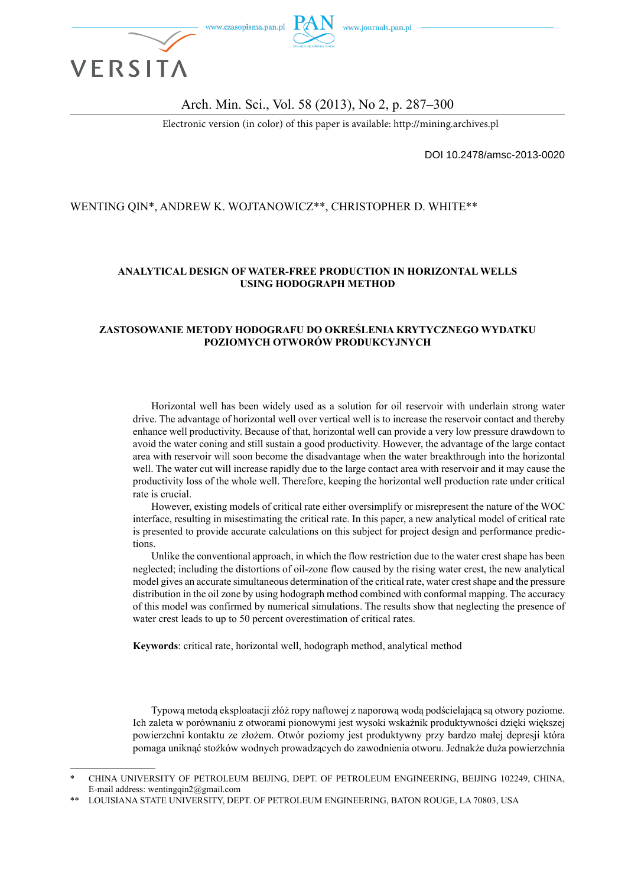WENTING QIN*, ANDREW K. WOJTANOWICZ**, CHRISTOPHER D. WHITE**

# ANALYTICAL DESIGN OF WATER-FREE PRODUCTION IN HORIZONTAL WELLS USING HODOGRAPH METHOD

# ZASTOSOWANIE METODY HODOGRAFU DO OKREŚLENIA KRYTYCZNEGO WYDATKU POZIOMYCH OTWORÓW PRODUKCYJNYCH

Horizontal well has been widely used as a solution for oil reservoir with underlain strong water drive. The advantage of horizontal well over vertical well is to increase the reservoir contact and thereby enhance well productivity. Because of that, horizontal well can provide a very low pressure drawdown to avoid the water coning and still sustain a good productivity. However, the advantage of the large contact area with reservoir will soon become the disadvantage when the water breakthrough into the horizontal well. The water cut will increase rapidly due to the large contact area with reservoir and it may cause the productivity loss of the whole well. Therefore, keeping the horizontal well production rate under critical rate is crucial.

However, existing models of critical rate either oversimplify or misrepresent the nature of the WOC interface, resulting in misestimating the critical rate. In this paper, a new analytical model of critical rate is presented to provide accurate calculations on this subject for project design and performance predictions.

Unlike the conventional approach, in which the flow restriction due to the water crest shape has been neglected; including the distortions of oil-zone flow caused by the rising water crest, the new analytical model gives an accurate simultaneous determination of the critical rate, water crest shape and the pressure distribution in the oil zone by using hodograph method combined with conformal mapping. The accuracy of this model was confirmed by numerical simulations. The results show that neglecting the presence of water crest leads to up to 50 percent overestimation of critical rates.

**Keywords**: critical rate, horizontal well, hodograph method, analytical method

Typową metodą eksploatacji złóż ropy naftowej z naporową wodą podścielającą są otwory poziome. Ich zaleta w porównaniu z otworami pionowymi jest wysoki wskaźnik produktywności dzięki większej powierzchni kontaktu ze złożem. Otwór poziomy jest produktywny przy bardzo małej depresji która pomaga uniknąć stożków wodnych prowadzących do zawodnienia otworu. Jednakże duża powierzchnia

---

\* CHINA UNIVERSITY OF PETROLEUM BEIJING, DEPT. OF PETROLEUM ENGINEERING, BEIJING 102249, CHINA, E-mail address: wentingqin2@gmail.com

\*\* LOUISIANA STATE UNIVERSITY, DEPT. OF PETROLEUM ENGINEERING, BATON ROUGE, LA 70803, USA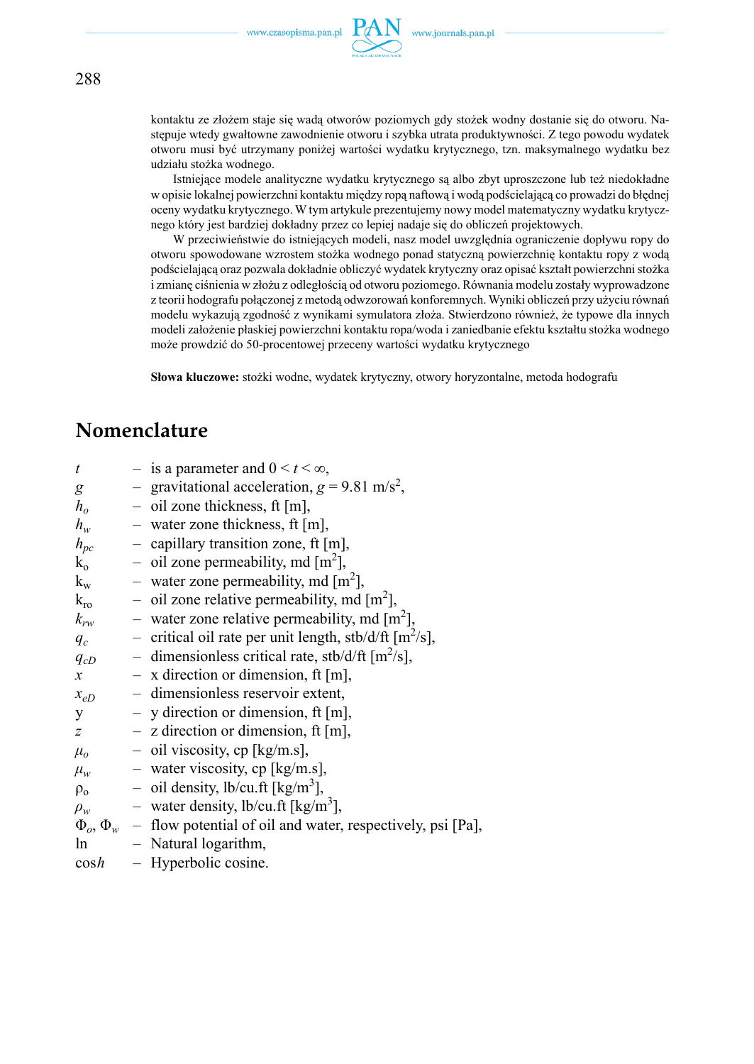kontaktu ze złożem staje się wadą otworów poziomych gdy stożek wodny dostanie się do otworu. Następuje wtedy gwałtowne zawodnienie otworu i szybka utrata produktywności. Z tego powodu wydatek otworu musi być utrzymany poniżej wartości wydatku krytycznego, tzn. maksymalnego wydatku bez udziału stożka wodnego.

Istniejące modele analityczne wydatku krytycznego są albo zbyt uproszczone lub też niedokładne w opisie lokalnej powierzchni kontaktu między ropą naftową i wodą podścielającą co prowadzi do błędnej oceny wydatku krytycznego. W tym artykule prezentujemy nowy model matematyczny wydatku krytycznego który jest bardziej dokładny przez co lepiej nadaje się do obliczeń projektowych.

W przeciwieństwie do istniejących modeli, nasz model uwzględnia ograniczenie dopływu ropy do otworu spowodowane wzrostem stożka wodnego ponad statyczną powierzchnię kontaktu ropy z wodą podścielającą oraz pozwala dokładnie obliczyć wydatek krytyczny oraz opisać kształt powierzchni stożka i zmianę ciśnienia w złożu z odległością od otworu poziomego. Równania modelu zostały wyprowadzone z teorii hodografu połączonej z metodą odwzorowań konforemnych. Wyniki obliczeń przy użyciu równań modelu wykazują zgodność z wynikami symulatora złoża. Stwierdzono również, że typowe dla innych modeli założenie płaskiej powierzchni kontaktu ropa/woda i zaniedbanie efektu kształtu stożka wodnego może prowdzić do 50-procentowej przeceny wartości wydatku krytycznego

**Słowa kluczowe:** stożki wodne, wydatek krytyczny, otwory horyzontalne, metoda hodografu

# Nomenclature

- $t$ – is a parameter and $0 < t < \infty$,
- $g$ – gravitational acceleration, $g = 9.81$ m/s$^2$,
- $h_o$ – oil zone thickness, ft [m],
- $h_w$ – water zone thickness, ft [m],
- $h_{pc}$ – capillary transition zone, ft [m],
- $k_o$ – oil zone permeability, md [m$^2$],
- $k_w$ – water zone permeability, md [m$^2$],
- $k_{ro}$ – oil zone relative permeability, md [m$^2$],
- $k_{rw}$ – water zone relative permeability, md [m$^2$],
- $q_c$ – critical oil rate per unit length, stb/d/ft [m$^2$/s],
- $q_{cD}$ – dimensionless critical rate, stb/d/ft [m$^2$/s],
- $x$ – x direction or dimension, ft [m],
- $x_{eD}$ – dimensionless reservoir extent,
- $y$ – y direction or dimension, ft [m],
- $z$ – z direction or dimension, ft [m],
- $\mu_o$ – oil viscosity, cp [kg/m.s],
- $\mu_w$ – water viscosity, cp [kg/m.s],
- $\rho_o$ – oil density, lb/cu.ft [kg/m$^3$],
- $\rho_w$ – water density, lb/cu.ft [kg/m$^3$],
- $\Phi_o$, $\Phi_w$ – flow potential of oil and water, respectively, psi [Pa],
- ln – Natural logarithm,
- cos$h$ – Hyperbolic cosine.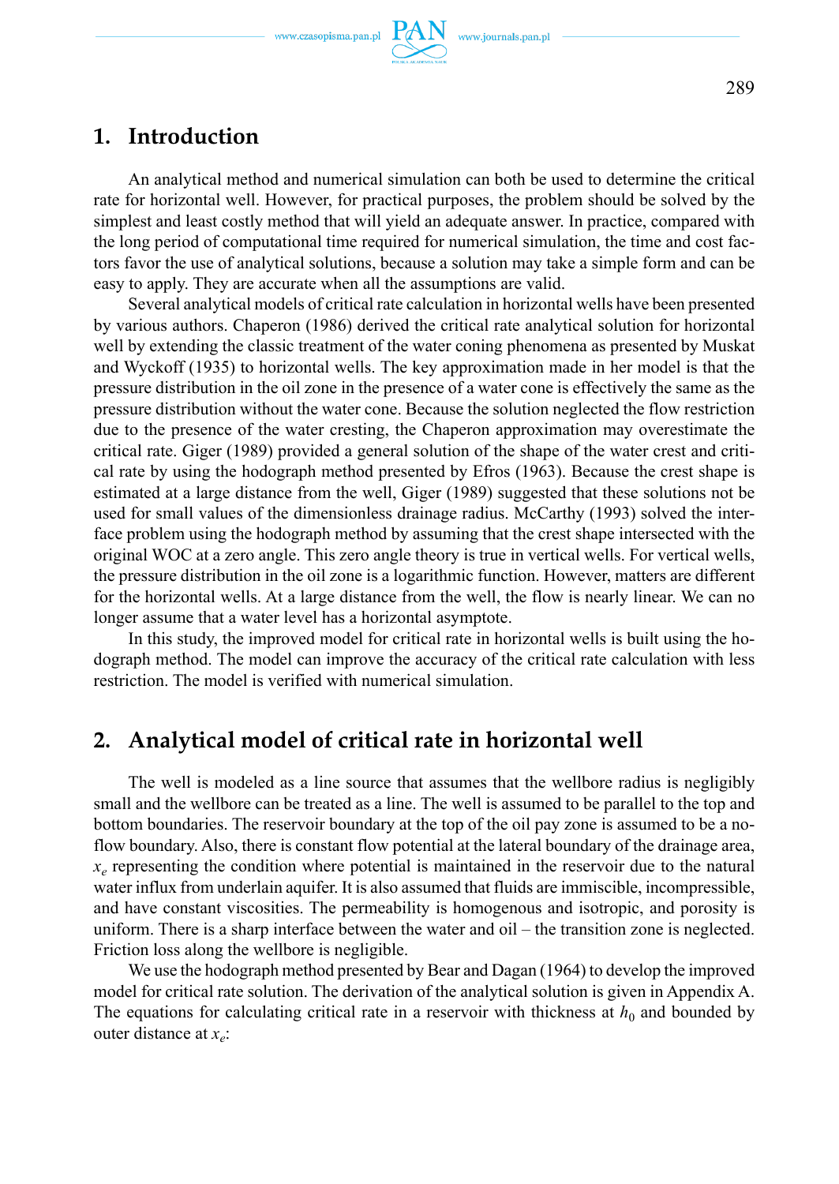## 1. Introduction

An analytical method and numerical simulation can both be used to determine the critical rate for horizontal well. However, for practical purposes, the problem should be solved by the simplest and least costly method that will yield an adequate answer. In practice, compared with the long period of computational time required for numerical simulation, the time and cost factors favor the use of analytical solutions, because a solution may take a simple form and can be easy to apply. They are accurate when all the assumptions are valid.

Several analytical models of critical rate calculation in horizontal wells have been presented by various authors. Chaperon (1986) derived the critical rate analytical solution for horizontal well by extending the classic treatment of the water coning phenomena as presented by Muskat and Wyckoff (1935) to horizontal wells. The key approximation made in her model is that the pressure distribution in the oil zone in the presence of a water cone is effectively the same as the pressure distribution without the water cone. Because the solution neglected the flow restriction due to the presence of the water cresting, the Chaperon approximation may overestimate the critical rate. Giger (1989) provided a general solution of the shape of the water crest and critical rate by using the hodograph method presented by Efros (1963). Because the crest shape is estimated at a large distance from the well, Giger (1989) suggested that these solutions not be used for small values of the dimensionless drainage radius. McCarthy (1993) solved the interface problem using the hodograph method by assuming that the crest shape intersected with the original WOC at a zero angle. This zero angle theory is true in vertical wells. For vertical wells, the pressure distribution in the oil zone is a logarithmic function. However, matters are different for the horizontal wells. At a large distance from the well, the flow is nearly linear. We can no longer assume that a water level has a horizontal asymptote.

In this study, the improved model for critical rate in horizontal wells is built using the hodograph method. The model can improve the accuracy of the critical rate calculation with less restriction. The model is verified with numerical simulation.

## 2. Analytical model of critical rate in horizontal well

The well is modeled as a line source that assumes that the wellbore radius is negligibly small and the wellbore can be treated as a line. The well is assumed to be parallel to the top and bottom boundaries. The reservoir boundary at the top of the oil pay zone is assumed to be a no-flow boundary. Also, there is constant flow potential at the lateral boundary of the drainage area, $x_e$ representing the condition where potential is maintained in the reservoir due to the natural water influx from underlain aquifer. It is also assumed that fluids are immiscible, incompressible, and have constant viscosities. The permeability is homogenous and isotropic, and porosity is uniform. There is a sharp interface between the water and oil – the transition zone is neglected. Friction loss along the wellbore is negligible.

We use the hodograph method presented by Bear and Dagan (1964) to develop the improved model for critical rate solution. The derivation of the analytical solution is given in Appendix A. The equations for calculating critical rate in a reservoir with thickness at $h_0$ and bounded by outer distance at $x_e$: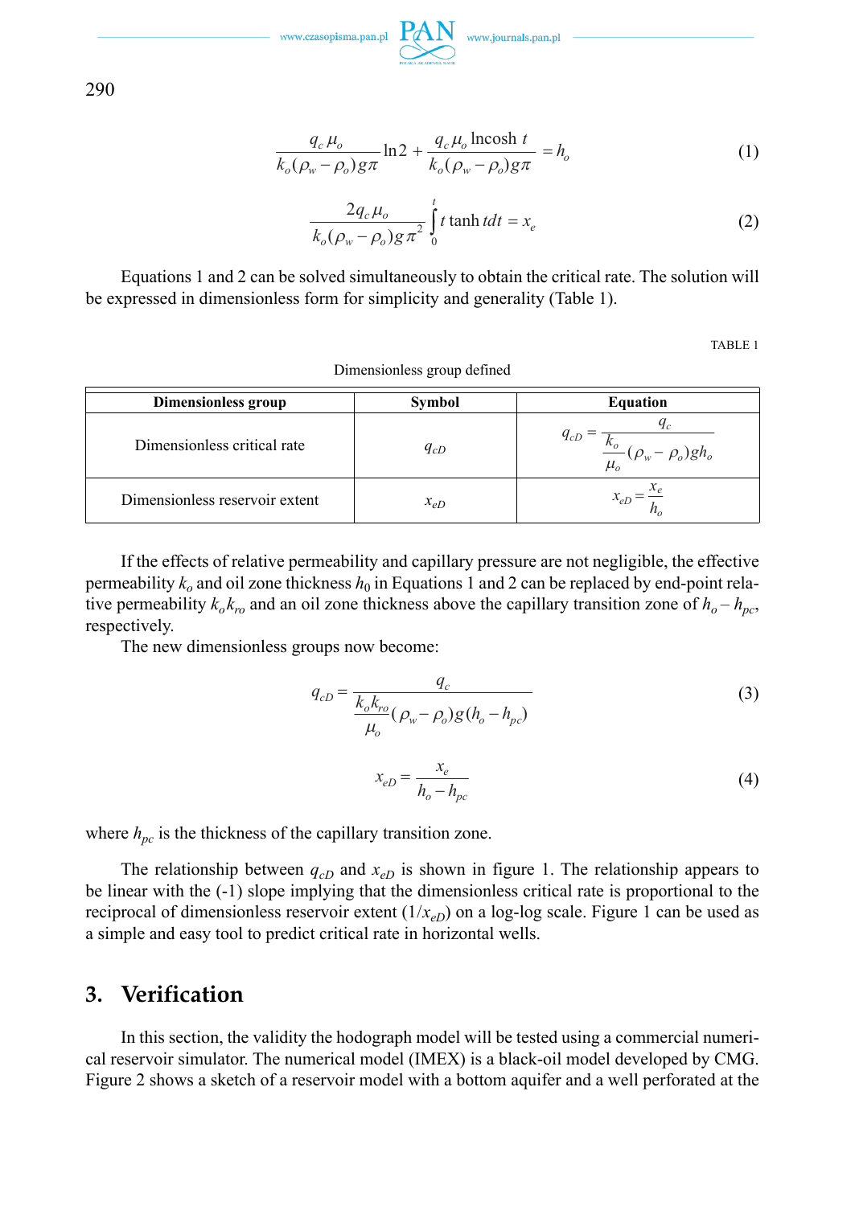$$\frac{q_c \mu_o}{k_o(\rho_w - \rho_o) g \pi} \ln 2 + \frac{q_c \mu_o \ln\cosh t}{k_o(\rho_w - \rho_o) g \pi} = h_o \tag{1}$$

$$\frac{2 q_c \mu_o}{k_o(\rho_w - \rho_o) g \pi^2} \int_0^t t \tanh t dt = x_e \tag{2}$$

Equations 1 and 2 can be solved simultaneously to obtain the critical rate. The solution will be expressed in dimensionless form for simplicity and generality (Table 1).

TABLE 1

Dimensionless group defined

| Dimensionless group | Symbol | Equation |
|---|---|---|
| Dimensionless critical rate | $q_{cD}$ | $q_{cD} = \dfrac{q_c}{\dfrac{k_o}{\mu_o}(\rho_w - \rho_o) g h_o}$ |
| Dimensionless reservoir extent | $x_{eD}$ | $x_{eD} = \dfrac{x_e}{h_o}$ |

If the effects of relative permeability and capillary pressure are not negligible, the effective permeability $k_o$ and oil zone thickness $h_0$ in Equations 1 and 2 can be replaced by end-point relative permeability $k_o k_{ro}$ and an oil zone thickness above the capillary transition zone of $h_o - h_{pc}$, respectively.

The new dimensionless groups now become:

$$q_{cD} = \frac{q_c}{\dfrac{k_o k_{ro}}{\mu_o}(\rho_w - \rho_o) g (h_o - h_{pc})} \tag{3}$$

$$x_{eD} = \frac{x_e}{h_o - h_{pc}} \tag{4}$$

where $h_{pc}$ is the thickness of the capillary transition zone.

The relationship between $q_{cD}$ and $x_{eD}$ is shown in figure 1. The relationship appears to be linear with the (-1) slope implying that the dimensionless critical rate is proportional to the reciprocal of dimensionless reservoir extent ($1/x_{eD}$) on a log-log scale. Figure 1 can be used as a simple and easy tool to predict critical rate in horizontal wells.

## 3. Verification

In this section, the validity the hodograph model will be tested using a commercial numerical reservoir simulator. The numerical model (IMEX) is a black-oil model developed by CMG. Figure 2 shows a sketch of a reservoir model with a bottom aquifer and a well perforated at the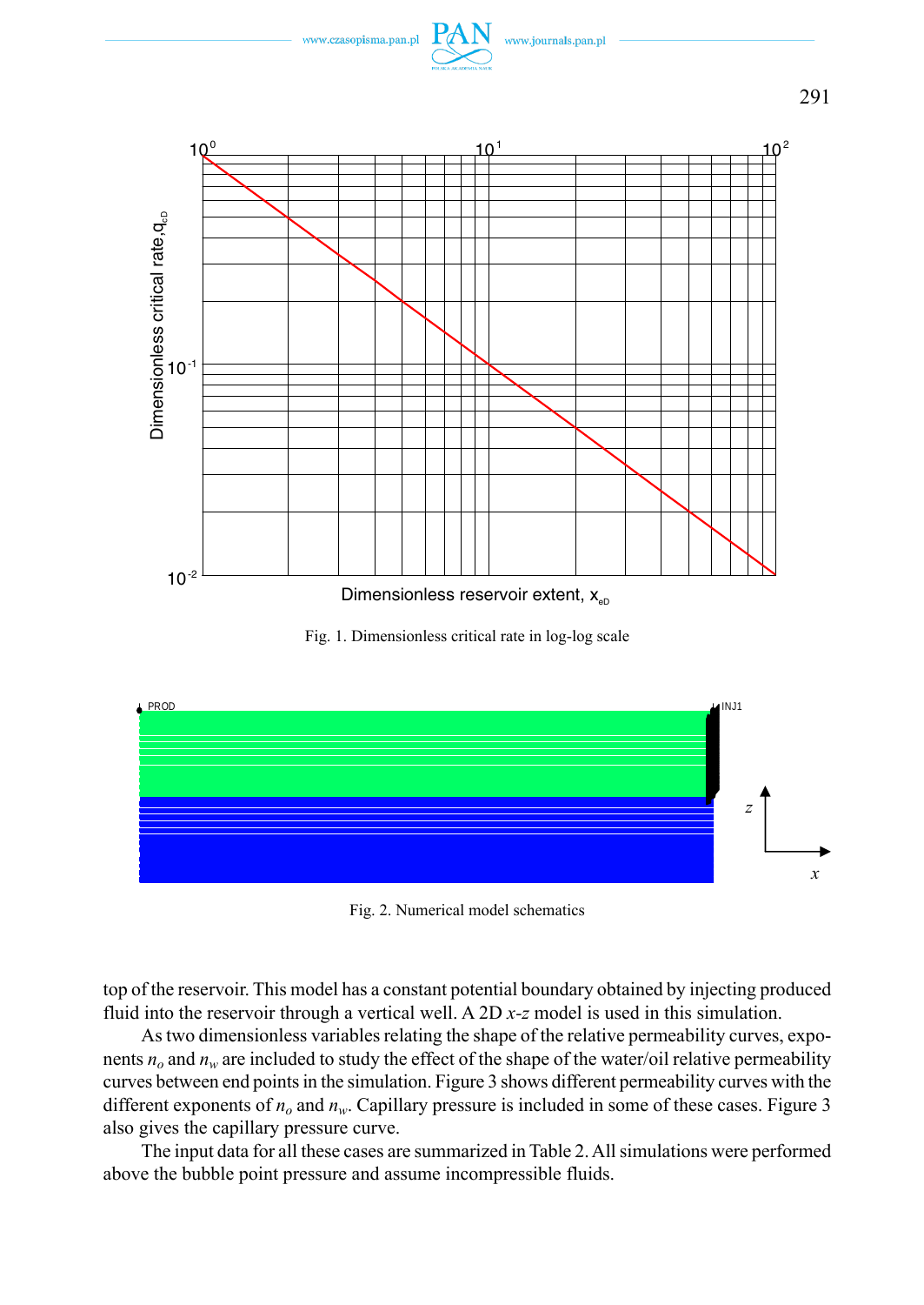Fig. 1. Dimensionless critical rate in log-log scale

Fig. 2. Numerical model schematics

top of the reservoir. This model has a constant potential boundary obtained by injecting produced fluid into the reservoir through a vertical well. A 2D *x-z* model is used in this simulation.

As two dimensionless variables relating the shape of the relative permeability curves, exponents $n_o$ and $n_w$ are included to study the effect of the shape of the water/oil relative permeability curves between end points in the simulation. Figure 3 shows different permeability curves with the different exponents of $n_o$ and $n_w$. Capillary pressure is included in some of these cases. Figure 3 also gives the capillary pressure curve.

The input data for all these cases are summarized in Table 2. All simulations were performed above the bubble point pressure and assume incompressible fluids.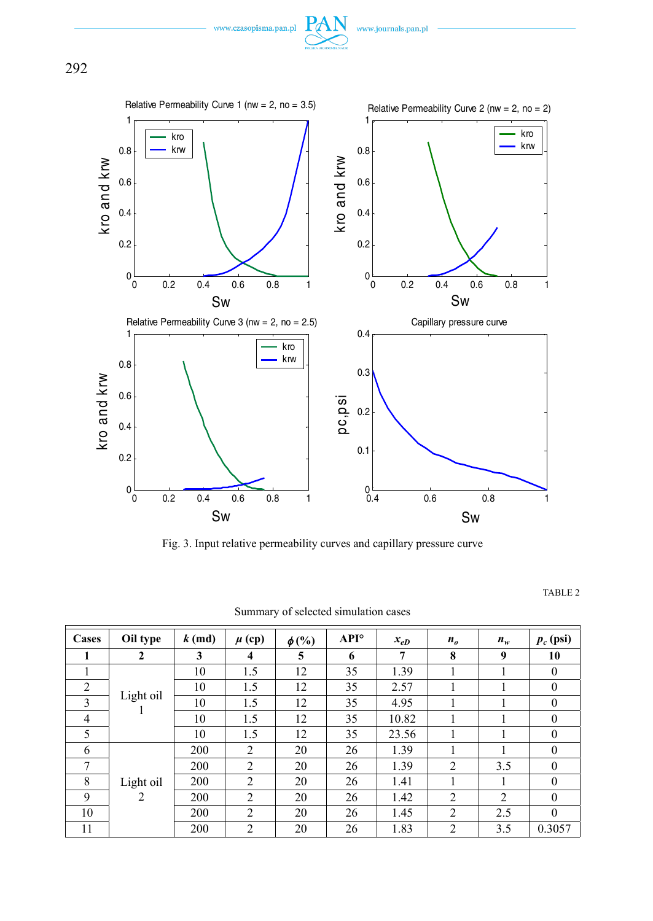Fig. 3. Input relative permeability curves and capillary pressure curve

TABLE 2

Summary of selected simulation cases

| Cases | Oil type | $k$ (md) | $\mu$ (cp) | $\phi$ (%) | API° | $x_{eD}$ | $n_o$ | $n_w$ | $p_c$ (psi) |
|---|---|---|---|---|---|---|---|---|---|
| 1 | 2 | 3 | 4 | 5 | 6 | 7 | 8 | 9 | 10 |
| 1 | Light oil 1 | 10 | 1.5 | 12 | 35 | 1.39 | 1 | 1 | 0 |
| 2 | | 10 | 1.5 | 12 | 35 | 2.57 | 1 | 1 | 0 |
| 3 | | 10 | 1.5 | 12 | 35 | 4.95 | 1 | 1 | 0 |
| 4 | | 10 | 1.5 | 12 | 35 | 10.82 | 1 | 1 | 0 |
| 5 | | 10 | 1.5 | 12 | 35 | 23.56 | 1 | 1 | 0 |
| 6 | Light oil 2 | 200 | 2 | 20 | 26 | 1.39 | 1 | 1 | 0 |
| 7 | | 200 | 2 | 20 | 26 | 1.39 | 2 | 3.5 | 0 |
| 8 | | 200 | 2 | 20 | 26 | 1.41 | 1 | 1 | 0 |
| 9 | | 200 | 2 | 20 | 26 | 1.42 | 2 | 2 | 0 |
| 10 | | 200 | 2 | 20 | 26 | 1.45 | 2 | 2.5 | 0 |
| 11 | | 200 | 2 | 20 | 26 | 1.83 | 2 | 3.5 | 0.3057 |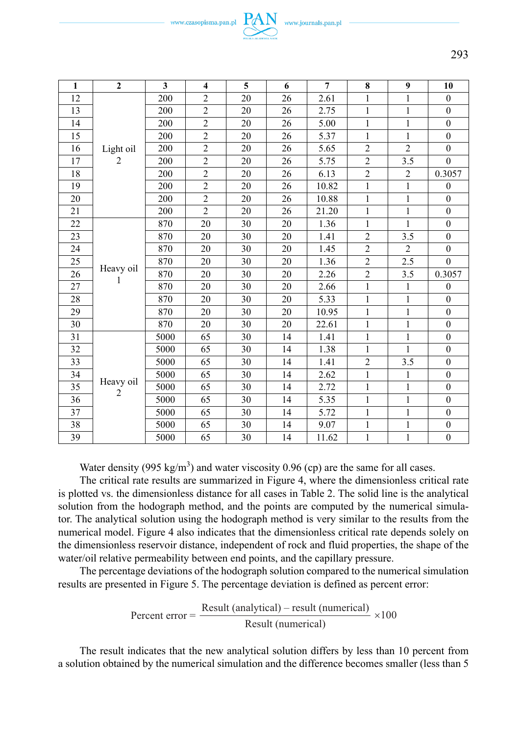| 1 | 2 | 3 | 4 | 5 | 6 | 7 | 8 | 9 | 10 |
|---|---|---|---|---|---|---|---|---|---|
| 12 | Light oil 2 | 200 | 2 | 20 | 26 | 2.61 | 1 | 1 | 0 |
| 13 | | 200 | 2 | 20 | 26 | 2.75 | 1 | 1 | 0 |
| 14 | | 200 | 2 | 20 | 26 | 5.00 | 1 | 1 | 0 |
| 15 | | 200 | 2 | 20 | 26 | 5.37 | 1 | 1 | 0 |
| 16 | | 200 | 2 | 20 | 26 | 5.65 | 2 | 2 | 0 |
| 17 | | 200 | 2 | 20 | 26 | 5.75 | 2 | 3.5 | 0 |
| 18 | | 200 | 2 | 20 | 26 | 6.13 | 2 | 2 | 0.3057 |
| 19 | | 200 | 2 | 20 | 26 | 10.82 | 1 | 1 | 0 |
| 20 | | 200 | 2 | 20 | 26 | 10.88 | 1 | 1 | 0 |
| 21 | | 200 | 2 | 20 | 26 | 21.20 | 1 | 1 | 0 |
| 22 | Heavy oil 1 | 870 | 20 | 30 | 20 | 1.36 | 1 | 1 | 0 |
| 23 | | 870 | 20 | 30 | 20 | 1.41 | 2 | 3.5 | 0 |
| 24 | | 870 | 20 | 30 | 20 | 1.45 | 2 | 2 | 0 |
| 25 | | 870 | 20 | 30 | 20 | 1.36 | 2 | 2.5 | 0 |
| 26 | | 870 | 20 | 30 | 20 | 2.26 | 2 | 3.5 | 0.3057 |
| 27 | | 870 | 20 | 30 | 20 | 2.66 | 1 | 1 | 0 |
| 28 | | 870 | 20 | 30 | 20 | 5.33 | 1 | 1 | 0 |
| 29 | | 870 | 20 | 30 | 20 | 10.95 | 1 | 1 | 0 |
| 30 | | 870 | 20 | 30 | 20 | 22.61 | 1 | 1 | 0 |
| 31 | Heavy oil 2 | 5000 | 65 | 30 | 14 | 1.41 | 1 | 1 | 0 |
| 32 | | 5000 | 65 | 30 | 14 | 1.38 | 1 | 1 | 0 |
| 33 | | 5000 | 65 | 30 | 14 | 1.41 | 2 | 3.5 | 0 |
| 34 | | 5000 | 65 | 30 | 14 | 2.62 | 1 | 1 | 0 |
| 35 | | 5000 | 65 | 30 | 14 | 2.72 | 1 | 1 | 0 |
| 36 | | 5000 | 65 | 30 | 14 | 5.35 | 1 | 1 | 0 |
| 37 | | 5000 | 65 | 30 | 14 | 5.72 | 1 | 1 | 0 |
| 38 | | 5000 | 65 | 30 | 14 | 9.07 | 1 | 1 | 0 |
| 39 | | 5000 | 65 | 30 | 14 | 11.62 | 1 | 1 | 0 |

Water density (995 kg/m$^3$) and water viscosity 0.96 (cp) are the same for all cases.

The critical rate results are summarized in Figure 4, where the dimensionless critical rate is plotted vs. the dimensionless distance for all cases in Table 2. The solid line is the analytical solution from the hodograph method, and the points are computed by the numerical simulator. The analytical solution using the hodograph method is very similar to the results from the numerical model. Figure 4 also indicates that the dimensionless critical rate depends solely on the dimensionless reservoir distance, independent of rock and fluid properties, the shape of the water/oil relative permeability between end points, and the capillary pressure.

The percentage deviations of the hodograph solution compared to the numerical simulation results are presented in Figure 5. The percentage deviation is defined as percent error:

$$\text{Percent error} = \frac{\text{Result (analytical)} - \text{result (numerical)}}{\text{Result (numerical)}} \times 100$$

The result indicates that the new analytical solution differs by less than 10 percent from a solution obtained by the numerical simulation and the difference becomes smaller (less than 5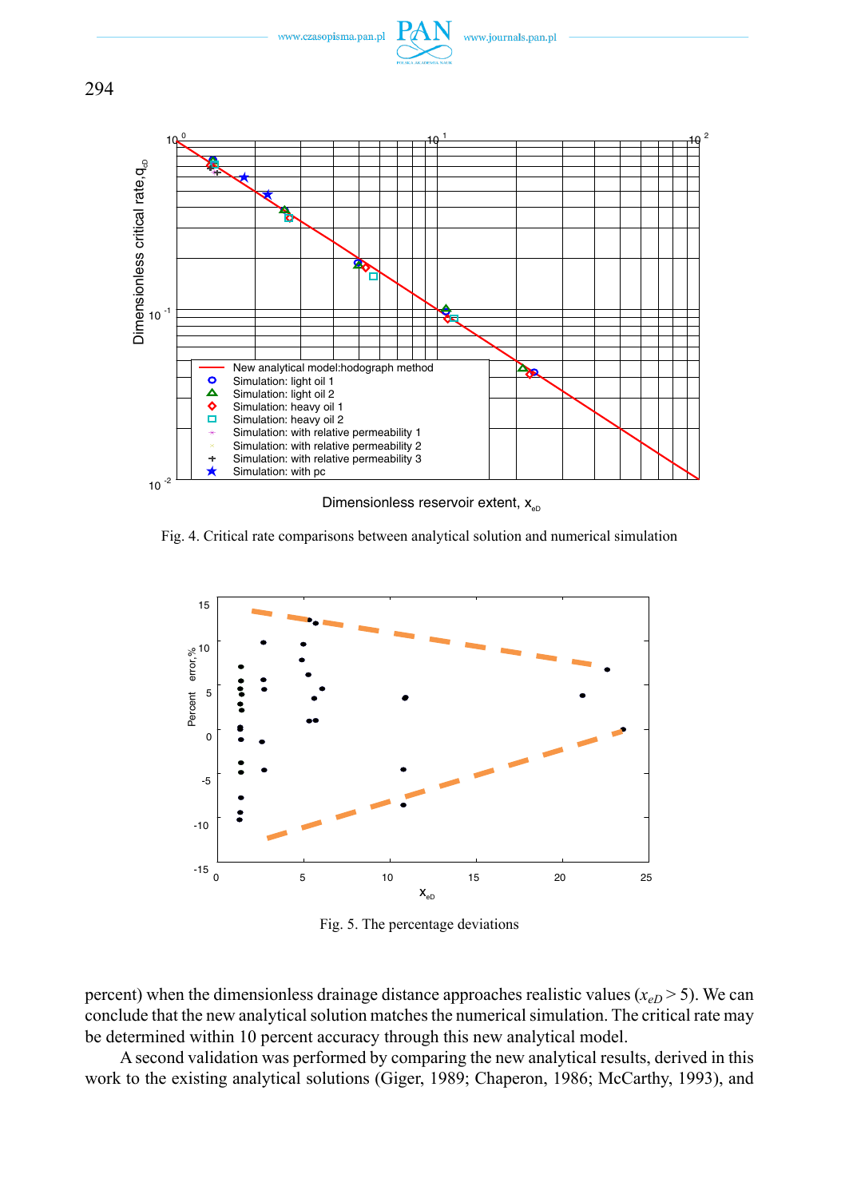Fig. 4. Critical rate comparisons between analytical solution and numerical simulation

Fig. 5. The percentage deviations

percent) when the dimensionless drainage distance approaches realistic values ($x_{eD} > 5$). We can conclude that the new analytical solution matches the numerical simulation. The critical rate may be determined within 10 percent accuracy through this new analytical model.

A second validation was performed by comparing the new analytical results, derived in this work to the existing analytical solutions (Giger, 1989; Chaperon, 1986; McCarthy, 1993), and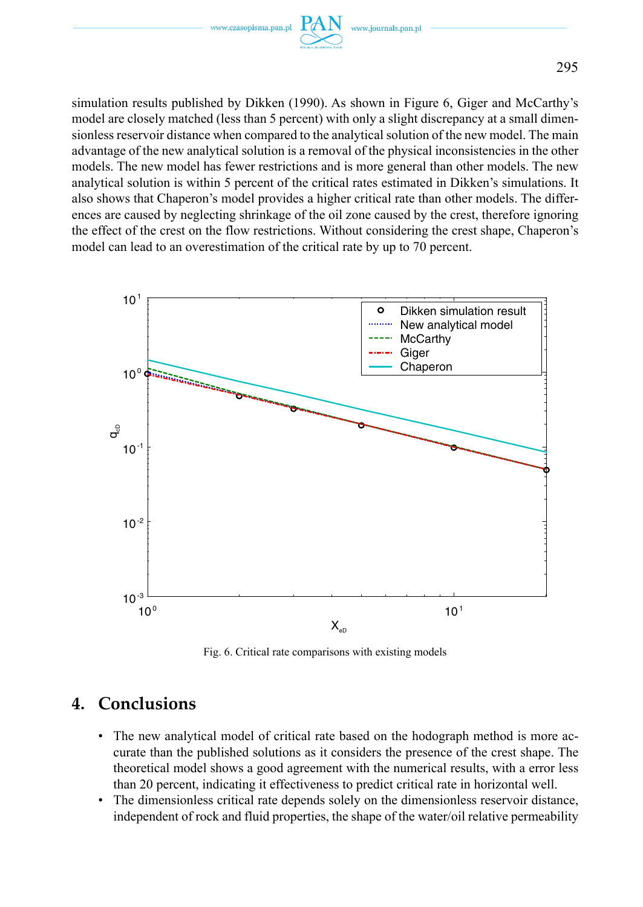simulation results published by Dikken (1990). As shown in Figure 6, Giger and McCarthy's model are closely matched (less than 5 percent) with only a slight discrepancy at a small dimensionless reservoir distance when compared to the analytical solution of the new model. The main advantage of the new analytical solution is a removal of the physical inconsistencies in the other models. The new model has fewer restrictions and is more general than other models. The new analytical solution is within 5 percent of the critical rates estimated in Dikken's simulations. It also shows that Chaperon's model provides a higher critical rate than other models. The differences are caused by neglecting shrinkage of the oil zone caused by the crest, therefore ignoring the effect of the crest on the flow restrictions. Without considering the crest shape, Chaperon's model can lead to an overestimation of the critical rate by up to 70 percent.

Fig. 6. Critical rate comparisons with existing models

## 4. Conclusions

- The new analytical model of critical rate based on the hodograph method is more accurate than the published solutions as it considers the presence of the crest shape. The theoretical model shows a good agreement with the numerical results, with a error less than 20 percent, indicating it effectiveness to predict critical rate in horizontal well.
- The dimensionless critical rate depends solely on the dimensionless reservoir distance, independent of rock and fluid properties, the shape of the water/oil relative permeability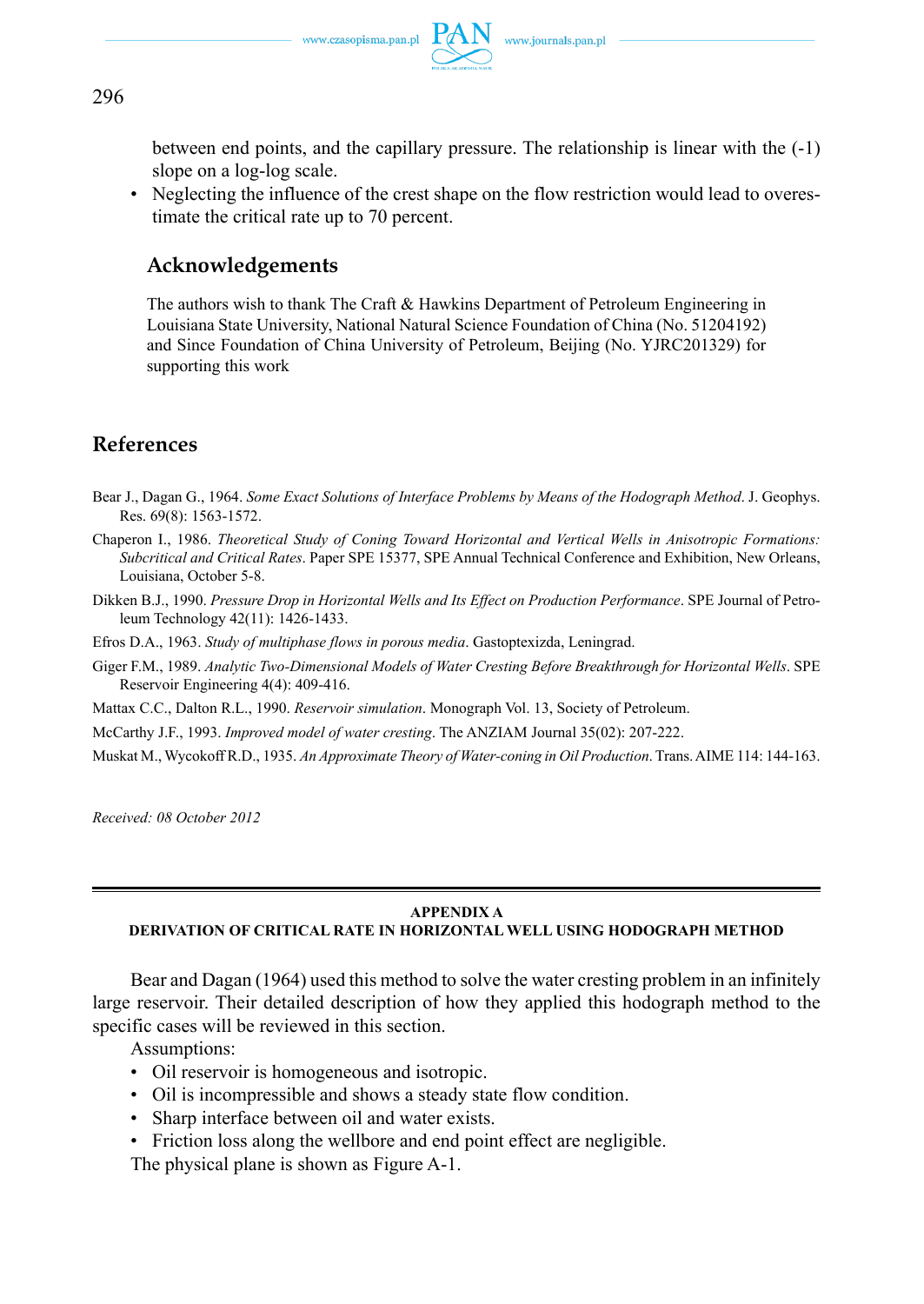between end points, and the capillary pressure. The relationship is linear with the (-1) slope on a log-log scale.

- Neglecting the influence of the crest shape on the flow restriction would lead to overestimate the critical rate up to 70 percent.

## Acknowledgements

The authors wish to thank The Craft & Hawkins Department of Petroleum Engineering in Louisiana State University, National Natural Science Foundation of China (No. 51204192) and Since Foundation of China University of Petroleum, Beijing (No. YJRC201329) for supporting this work

## References

Bear J., Dagan G., 1964. *Some Exact Solutions of Interface Problems by Means of the Hodograph Method*. J. Geophys. Res. 69(8): 1563-1572.

Chaperon I., 1986. *Theoretical Study of Coning Toward Horizontal and Vertical Wells in Anisotropic Formations: Subcritical and Critical Rates*. Paper SPE 15377, SPE Annual Technical Conference and Exhibition, New Orleans, Louisiana, October 5-8.

Dikken B.J., 1990. *Pressure Drop in Horizontal Wells and Its Effect on Production Performance*. SPE Journal of Petroleum Technology 42(11): 1426-1433.

Efros D.A., 1963. *Study of multiphase flows in porous media*. Gastoptexizda, Leningrad.

Giger F.M., 1989. *Analytic Two-Dimensional Models of Water Cresting Before Breakthrough for Horizontal Wells*. SPE Reservoir Engineering 4(4): 409-416.

Mattax C.C., Dalton R.L., 1990. *Reservoir simulation*. Monograph Vol. 13, Society of Petroleum.

McCarthy J.F., 1993. *Improved model of water cresting*. The ANZIAM Journal 35(02): 207-222.

Muskat M., Wycokoff R.D., 1935. *An Approximate Theory of Water-coning in Oil Production*. Trans. AIME 114: 144-163.

*Received: 08 October 2012*

## APPENDIX A
### DERIVATION OF CRITICAL RATE IN HORIZONTAL WELL USING HODOGRAPH METHOD

Bear and Dagan (1964) used this method to solve the water cresting problem in an infinitely large reservoir. Their detailed description of how they applied this hodograph method to the specific cases will be reviewed in this section.

Assumptions:

- Oil reservoir is homogeneous and isotropic.
- Oil is incompressible and shows a steady state flow condition.
- Sharp interface between oil and water exists.
- Friction loss along the wellbore and end point effect are negligible.

The physical plane is shown as Figure A-1.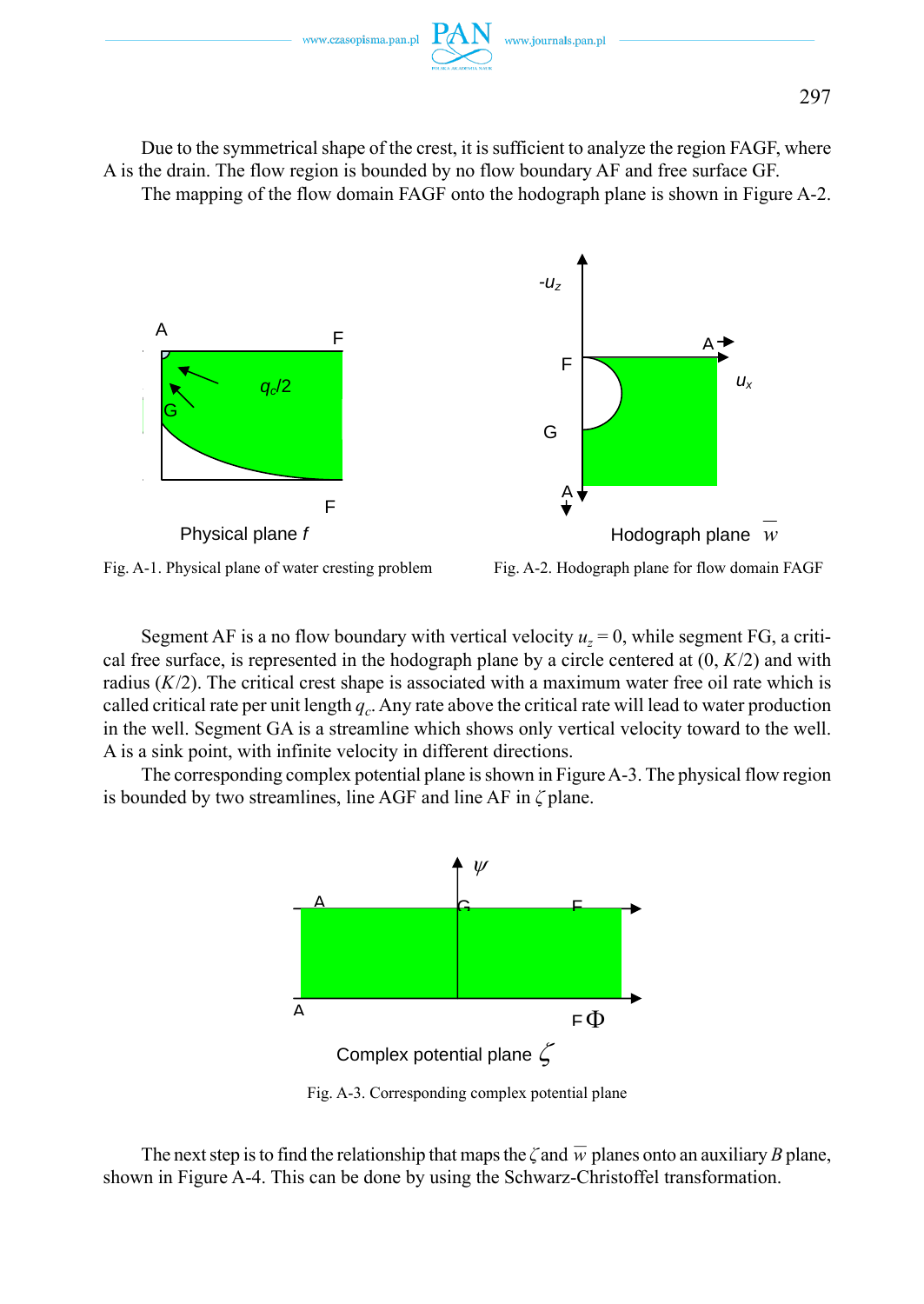Due to the symmetrical shape of the crest, it is sufficient to analyze the region FAGF, where A is the drain. The flow region is bounded by no flow boundary AF and free surface GF.

The mapping of the flow domain FAGF onto the hodograph plane is shown in Figure A-2.

Fig. A-1. Physical plane of water cresting problem

Fig. A-2. Hodograph plane for flow domain FAGF

Segment AF is a no flow boundary with vertical velocity $u_z = 0$, while segment FG, a critical free surface, is represented in the hodograph plane by a circle centered at $(0, K/2)$ and with radius $(K/2)$. The critical crest shape is associated with a maximum water free oil rate which is called critical rate per unit length $q_c$. Any rate above the critical rate will lead to water production in the well. Segment GA is a streamline which shows only vertical velocity toward to the well. A is a sink point, with infinite velocity in different directions.

The corresponding complex potential plane is shown in Figure A-3. The physical flow region is bounded by two streamlines, line AGF and line AF in $\zeta$ plane.

Fig. A-3. Corresponding complex potential plane

The next step is to find the relationship that maps the $\zeta$ and $\overline{w}$ planes onto an auxiliary $B$ plane, shown in Figure A-4. This can be done by using the Schwarz-Christoffel transformation.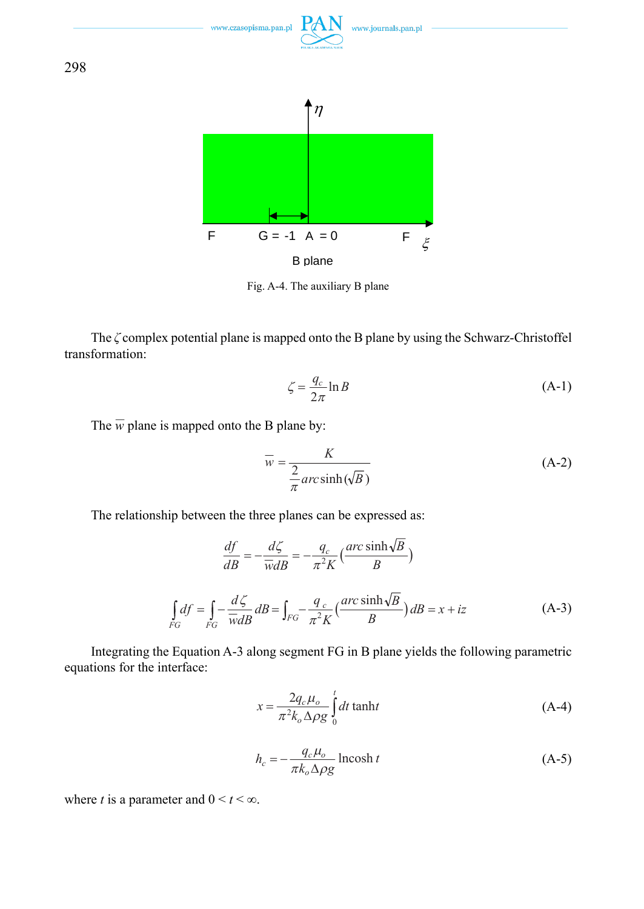Fig. A-4. The auxiliary B plane

The $\zeta$ complex potential plane is mapped onto the B plane by using the Schwarz-Christoffel transformation:

$$\zeta = \frac{q_c}{2\pi} \ln B \tag{A-1}$$

The $\overline{w}$ plane is mapped onto the B plane by:

$$\overline{w} = \frac{K}{\frac{2}{\pi} arc\sinh(\sqrt{B})} \tag{A-2}$$

The relationship between the three planes can be expressed as:

$$\frac{df}{dB} = -\frac{d\zeta}{\overline{w}dB} = -\frac{q_c}{\pi^2 K}\left(\frac{arc\sinh\sqrt{B}}{B}\right)$$

$$\int_{FG} df = \int_{FG} -\frac{d\zeta}{\overline{w}dB} dB = \int_{FG} -\frac{q_c}{\pi^2 K}\left(\frac{arc\sinh\sqrt{B}}{B}\right) dB = x + iz \tag{A-3}$$

Integrating the Equation A-3 along segment FG in B plane yields the following parametric equations for the interface:

$$x = \frac{2q_c \mu_o}{\pi^2 k_o \Delta\rho g} \int_0^t dt \tanh t \tag{A-4}$$

$$h_c = -\frac{q_c \mu_o}{\pi k_o \Delta\rho g} \ln\cosh t \tag{A-5}$$

where $t$ is a parameter and $0 < t < \infty$.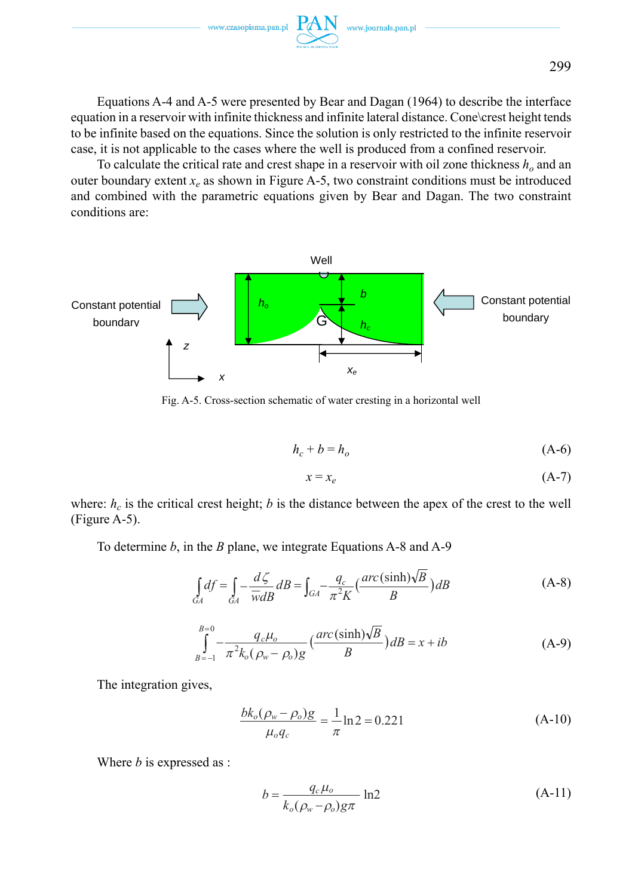Equations A-4 and A-5 were presented by Bear and Dagan (1964) to describe the interface equation in a reservoir with infinite thickness and infinite lateral distance. Cone\crest height tends to be infinite based on the equations. Since the solution is only restricted to the infinite reservoir case, it is not applicable to the cases where the well is produced from a confined reservoir.

To calculate the critical rate and crest shape in a reservoir with oil zone thickness $h_o$ and an outer boundary extent $x_e$ as shown in Figure A-5, two constraint conditions must be introduced and combined with the parametric equations given by Bear and Dagan. The two constraint conditions are:

Fig. A-5. Cross-section schematic of water cresting in a horizontal well

$$h_c + b = h_o \tag{A-6}$$

$$x = x_e \tag{A-7}$$

where: $h_c$ is the critical crest height; $b$ is the distance between the apex of the crest to the well (Figure A-5).

To determine $b$, in the $B$ plane, we integrate Equations A-8 and A-9

$$\int_{GA} df = \int_{GA} -\frac{d\zeta}{\overline{w}dB}dB = \int_{GA} -\frac{q_c}{\pi^2 K}\left(\frac{arc(\sinh)\sqrt{B}}{B}\right)dB \tag{A-8}$$

$$\int_{B=-1}^{B=0} -\frac{q_c \mu_o}{\pi^2 k_o(\rho_w - \rho_o)g}\left(\frac{arc(\sinh)\sqrt{B}}{B}\right)dB = x + ib \tag{A-9}$$

The integration gives,

$$\frac{bk_o(\rho_w - \rho_o)g}{\mu_o q_c} = \frac{1}{\pi}\ln 2 = 0.221 \tag{A-10}$$

Where $b$ is expressed as :

$$b = \frac{q_c \mu_o}{k_o(\rho_w - \rho_o)g\pi}\ln 2 \tag{A-11}$$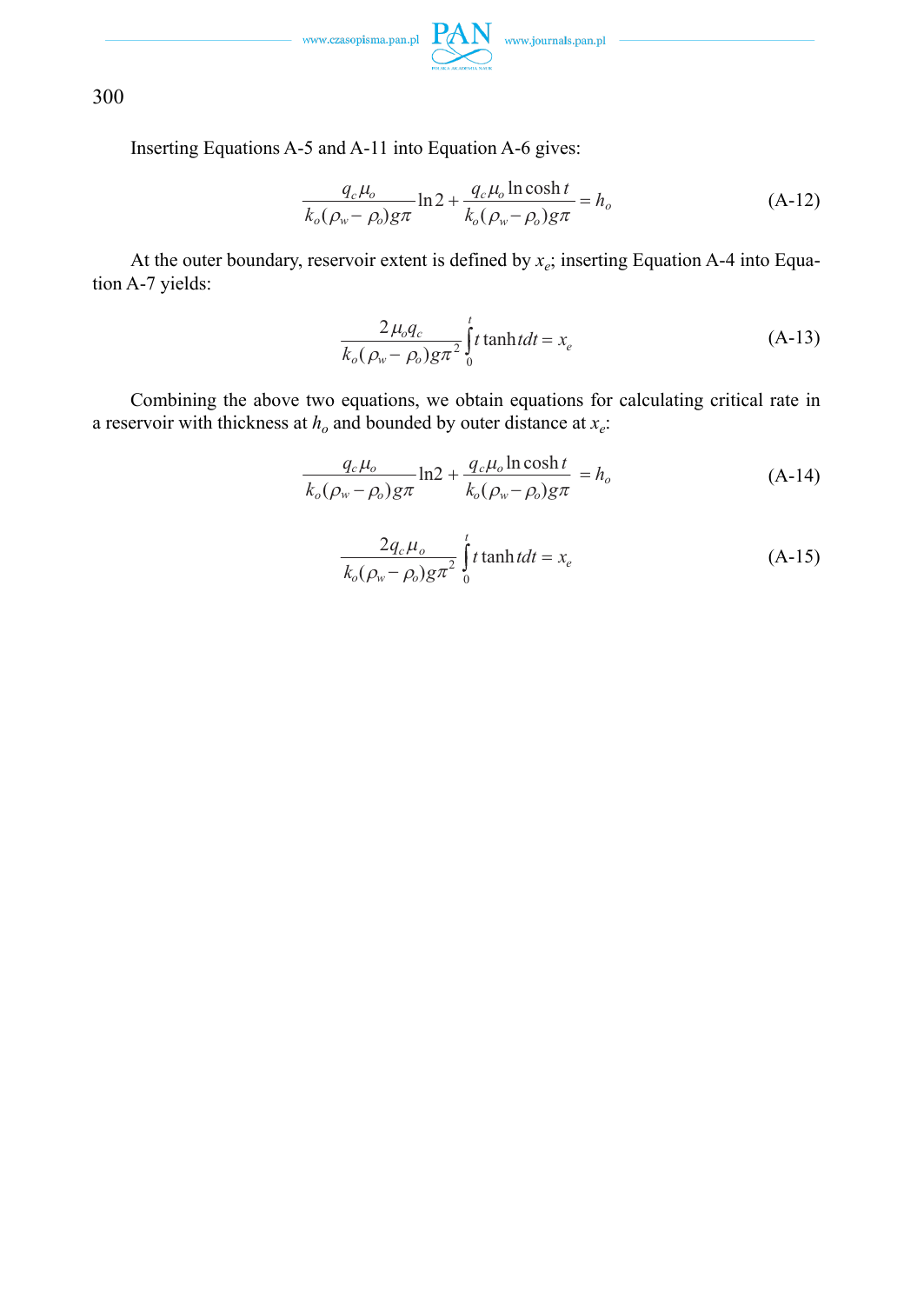Inserting Equations A-5 and A-11 into Equation A-6 gives:

$$\frac{q_c \mu_o}{k_o(\rho_w - \rho_o)g\pi}\ln 2 + \frac{q_c \mu_o \ln\cosh t}{k_o(\rho_w - \rho_o)g\pi} = h_o \tag{A-12}$$

At the outer boundary, reservoir extent is defined by $x_e$; inserting Equation A-4 into Equation A-7 yields:

$$\frac{2\mu_o q_c}{k_o(\rho_w - \rho_o)g\pi^2}\int_0^t t\tanh t dt = x_e \tag{A-13}$$

Combining the above two equations, we obtain equations for calculating critical rate in a reservoir with thickness at $h_o$ and bounded by outer distance at $x_e$:

$$\frac{q_c \mu_o}{k_o(\rho_w - \rho_o)g\pi}\ln 2 + \frac{q_c \mu_o \ln\cosh t}{k_o(\rho_w - \rho_o)g\pi} = h_o \tag{A-14}$$

$$\frac{2q_c \mu_o}{k_o(\rho_w - \rho_o)g\pi^2}\int_0^t t\tanh t dt = x_e \tag{A-15}$$